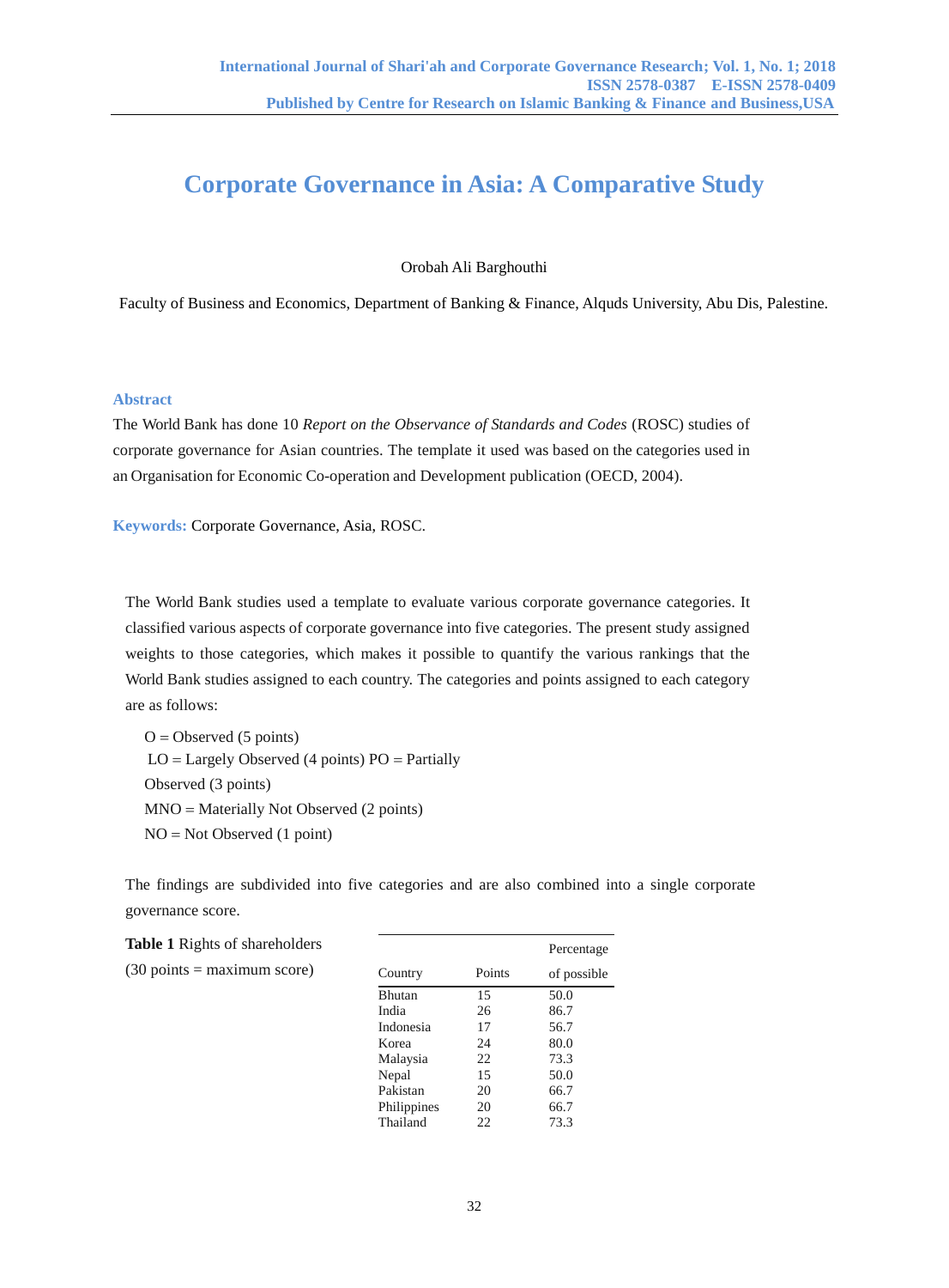# Corporate Governance in Asia: A Comparative Study

Orobah Ali Barghouthi

Faculty of Business and Economics, Department of Banking & Finance, Alquds University, Abu Dis, Palestine.

## Abstract

The World Bank has done 10 *Report on the Observance of Standards and Codes* (ROSC) studies of corporate governance for Asian countries. The template it used was based on the categories used in an Organisation for Economic Co-operation and Development publication (OECD, 2004).

**Keywords:** Corporate Governance, Asia, ROSC.

The World Bank studies used a template to evaluate various corporate governance categories. It classified various aspects of corporate governance into five categories. The present study assigned weights to those categories, which makes it possible to quantify the various rankings that the World Bank studies assigned to each country. The categories and points assigned to each category are as follows:

O = Observed (5 points)
LO = Largely Observed (4 points) PO = Partially Observed (3 points)
MNO = Materially Not Observed (2 points)
NO = Not Observed (1 point)

The findings are subdivided into five categories and are also combined into a single corporate governance score.

**Table 1** Rights of shareholders (30 points = maximum score)

| Country | Points | Percentage of possible |
|---|---|---|
| Bhutan | 15 | 50.0 |
| India | 26 | 86.7 |
| Indonesia | 17 | 56.7 |
| Korea | 24 | 80.0 |
| Malaysia | 22 | 73.3 |
| Nepal | 15 | 50.0 |
| Pakistan | 20 | 66.7 |
| Philippines | 20 | 66.7 |
| Thailand | 22 | 73.3 |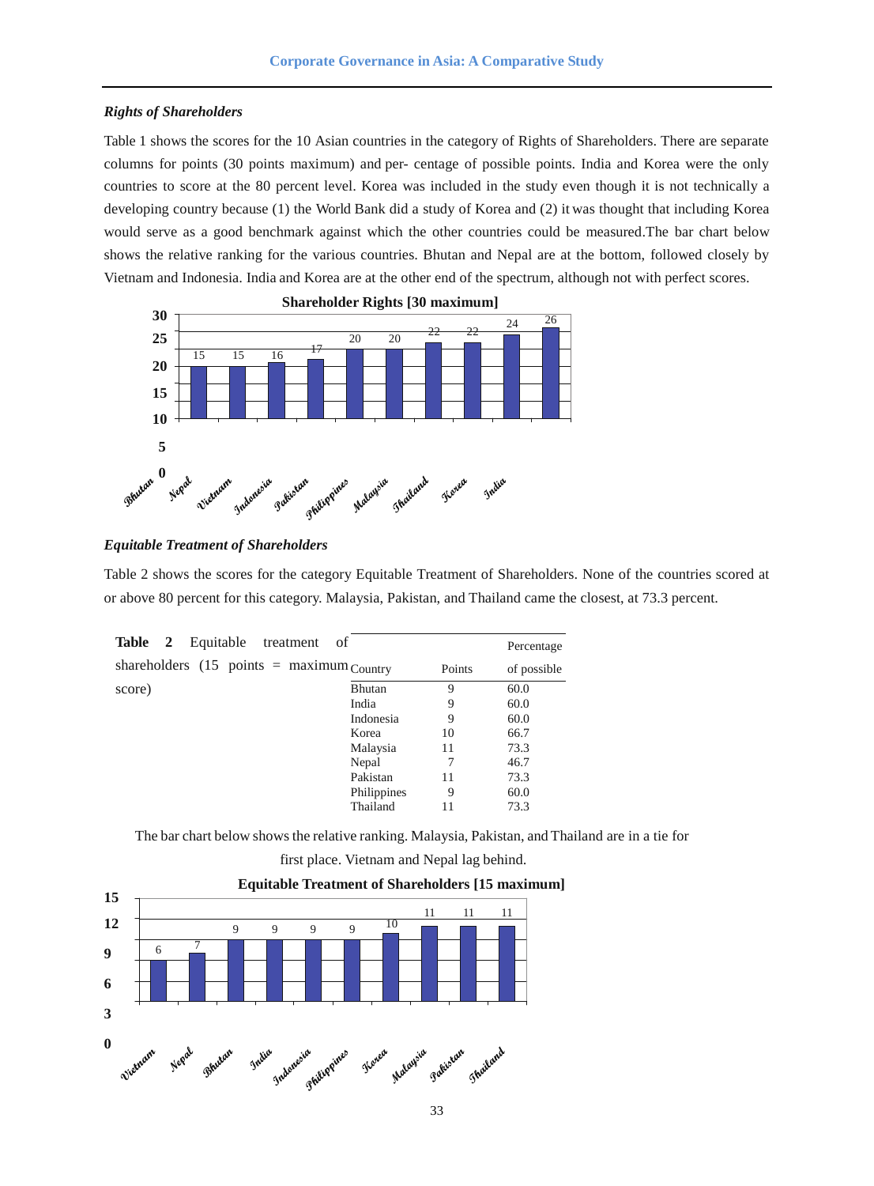### *Rights of Shareholders*

Table 1 shows the scores for the 10 Asian countries in the category of Rights of Shareholders. There are separate columns for points (30 points maximum) and per- centage of possible points. India and Korea were the only countries to score at the 80 percent level. Korea was included in the study even though it is not technically a developing country because (1) the World Bank did a study of Korea and (2) it was thought that including Korea would serve as a good benchmark against which the other countries could be measured.The bar chart below shows the relative ranking for the various countries. Bhutan and Nepal are at the bottom, followed closely by Vietnam and Indonesia. India and Korea are at the other end of the spectrum, although not with perfect scores.

**Shareholder Rights [30 maximum]**

| Country | Points |
|---|---|
| Bhutan | 15 |
| Nepal | 15 |
| Vietnam | 16 |
| Indonesia | 17 |
| Pakistan | 20 |
| Philippines | 20 |
| Malaysia | 22 |
| Thailand | 22 |
| Korea | 24 |
| India | 26 |

### *Equitable Treatment of Shareholders*

Table 2 shows the scores for the category Equitable Treatment of Shareholders. None of the countries scored at or above 80 percent for this category. Malaysia, Pakistan, and Thailand came the closest, at 73.3 percent.

**Table 2** Equitable treatment of shareholders (15 points = maximum score)

| Country | Points | Percentage of possible |
|---|---|---|
| Bhutan | 9 | 60.0 |
| India | 9 | 60.0 |
| Indonesia | 9 | 60.0 |
| Korea | 10 | 66.7 |
| Malaysia | 11 | 73.3 |
| Nepal | 7 | 46.7 |
| Pakistan | 11 | 73.3 |
| Philippines | 9 | 60.0 |
| Thailand | 11 | 73.3 |

The bar chart below shows the relative ranking. Malaysia, Pakistan, and Thailand are in a tie for first place. Vietnam and Nepal lag behind.

**Equitable Treatment of Shareholders [15 maximum]**

| Country | Points |
|---|---|
| Vietnam | 6 |
| Nepal | 7 |
| Bhutan | 9 |
| India | 9 |
| Indonesia | 9 |
| Philippines | 9 |
| Korea | 10 |
| Malaysia | 11 |
| Pakistan | 11 |
| Thailand | 11 |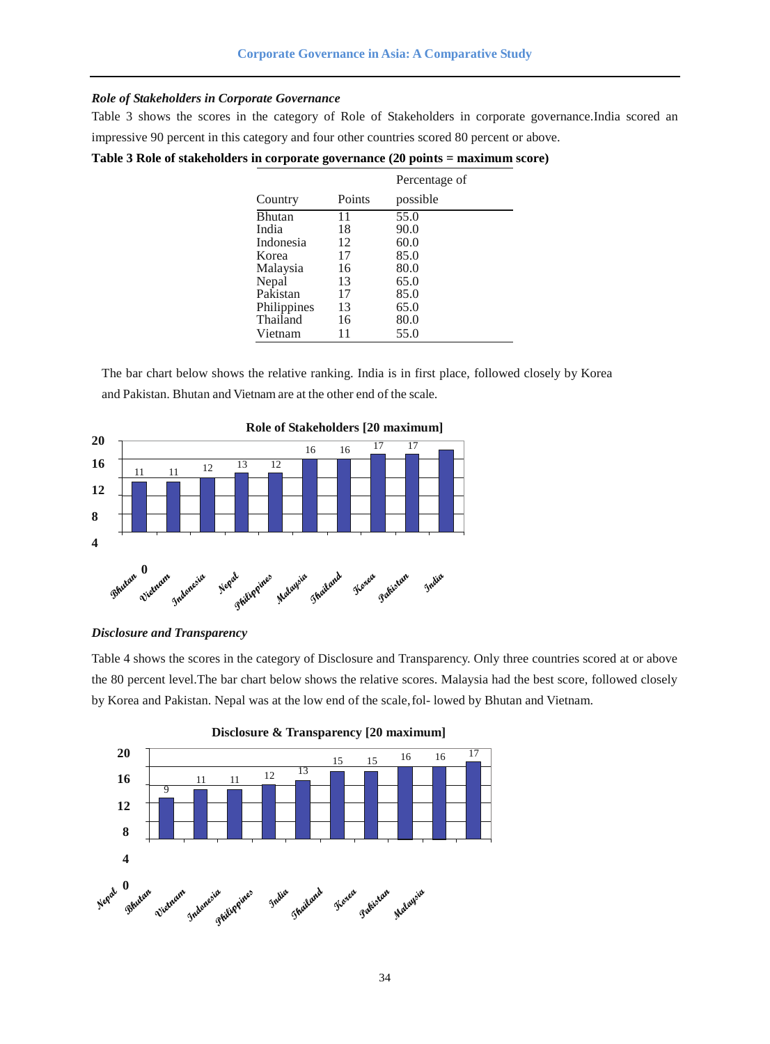### *Role of Stakeholders in Corporate Governance*

Table 3 shows the scores in the category of Role of Stakeholders in corporate governance.India scored an impressive 90 percent in this category and four other countries scored 80 percent or above.

**Table 3 Role of stakeholders in corporate governance (20 points = maximum score)**

| Country | Points | Percentage of possible |
|---|---|---|
| Bhutan | 11 | 55.0 |
| India | 18 | 90.0 |
| Indonesia | 12 | 60.0 |
| Korea | 17 | 85.0 |
| Malaysia | 16 | 80.0 |
| Nepal | 13 | 65.0 |
| Pakistan | 17 | 85.0 |
| Philippines | 13 | 65.0 |
| Thailand | 16 | 80.0 |
| Vietnam | 11 | 55.0 |

The bar chart below shows the relative ranking. India is in first place, followed closely by Korea and Pakistan. Bhutan and Vietnam are at the other end of the scale.

**Role of Stakeholders [20 maximum]**

| Country | Score |
|---|---|
| Bhutan | 11 |
| Vietnam | 11 |
| Indonesia | 12 |
| Nepal | 13 |
| Philippines | 12 |
| Malaysia | 16 |
| Thailand | 16 |
| Korea | 17 |
| Pakistan | 17 |
| India | |

### *Disclosure and Transparency*

Table 4 shows the scores in the category of Disclosure and Transparency. Only three countries scored at or above the 80 percent level.The bar chart below shows the relative scores. Malaysia had the best score, followed closely by Korea and Pakistan. Nepal was at the low end of the scale, fol- lowed by Bhutan and Vietnam.

**Disclosure & Transparency [20 maximum]**

| Country | Score |
|---|---|
| Nepal | 9 |
| Bhutan | 11 |
| Vietnam | 11 |
| Indonesia | 12 |
| Philippines | 13 |
| India | 15 |
| Thailand | 15 |
| Korea | 16 |
| Pakistan | 16 |
| Malaysia | 17 |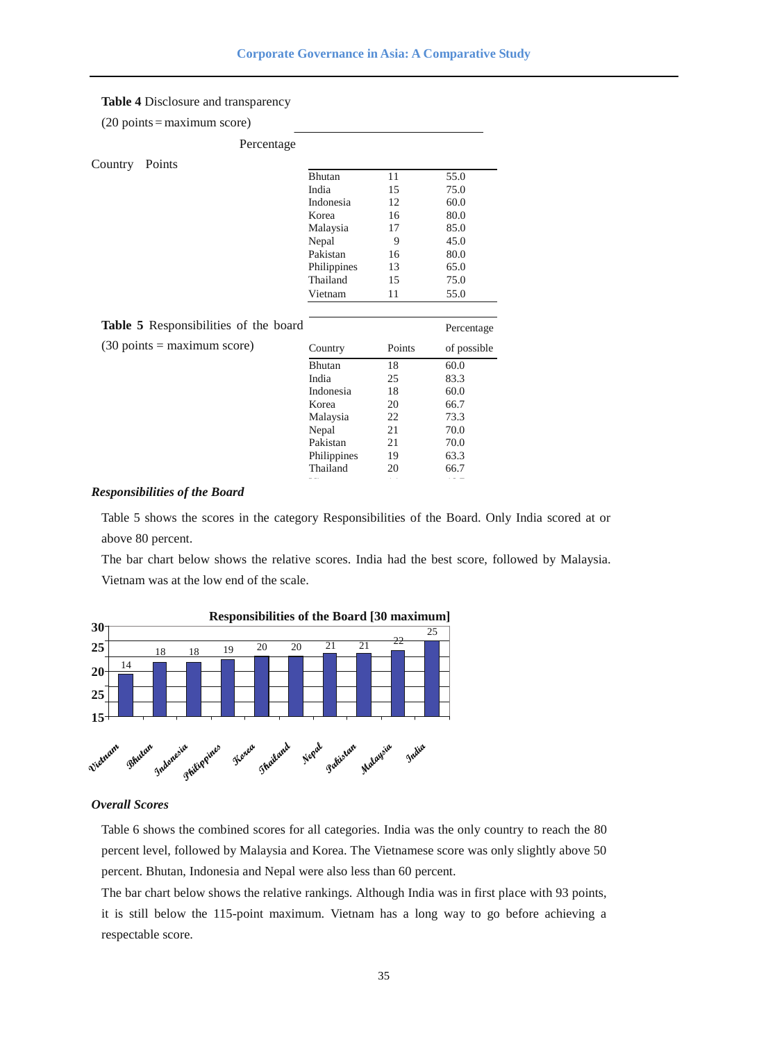**Table 4** Disclosure and transparency

(20 points = maximum score)

| Country | Points | Percentage |
|---|---|---|
| Bhutan | 11 | 55.0 |
| India | 15 | 75.0 |
| Indonesia | 12 | 60.0 |
| Korea | 16 | 80.0 |
| Malaysia | 17 | 85.0 |
| Nepal | 9 | 45.0 |
| Pakistan | 16 | 80.0 |
| Philippines | 13 | 65.0 |
| Thailand | 15 | 75.0 |
| Vietnam | 11 | 55.0 |

**Table 5** Responsibilities of the board

(30 points = maximum score)

| Country | Points | Percentage of possible |
|---|---|---|
| Bhutan | 18 | 60.0 |
| India | 25 | 83.3 |
| Indonesia | 18 | 60.0 |
| Korea | 20 | 66.7 |
| Malaysia | 22 | 73.3 |
| Nepal | 21 | 70.0 |
| Pakistan | 21 | 70.0 |
| Philippines | 19 | 63.3 |
| Thailand | 20 | 66.7 |

***Responsibilities of the Board***

Table 5 shows the scores in the category Responsibilities of the Board. Only India scored at or above 80 percent.

The bar chart below shows the relative scores. India had the best score, followed by Malaysia. Vietnam was at the low end of the scale.

**Responsibilities of the Board [30 maximum]**

| Country | Score |
|---|---|
| Vietnam | 14 |
| Bhutan | 18 |
| Indonesia | 18 |
| Philippines | 19 |
| Korea | 20 |
| Thailand | 20 |
| Nepal | 21 |
| Pakistan | 21 |
| Malaysia | 22 |
| India | 25 |

***Overall Scores***

Table 6 shows the combined scores for all categories. India was the only country to reach the 80 percent level, followed by Malaysia and Korea. The Vietnamese score was only slightly above 50 percent. Bhutan, Indonesia and Nepal were also less than 60 percent.

The bar chart below shows the relative rankings. Although India was in first place with 93 points, it is still below the 115-point maximum. Vietnam has a long way to go before achieving a respectable score.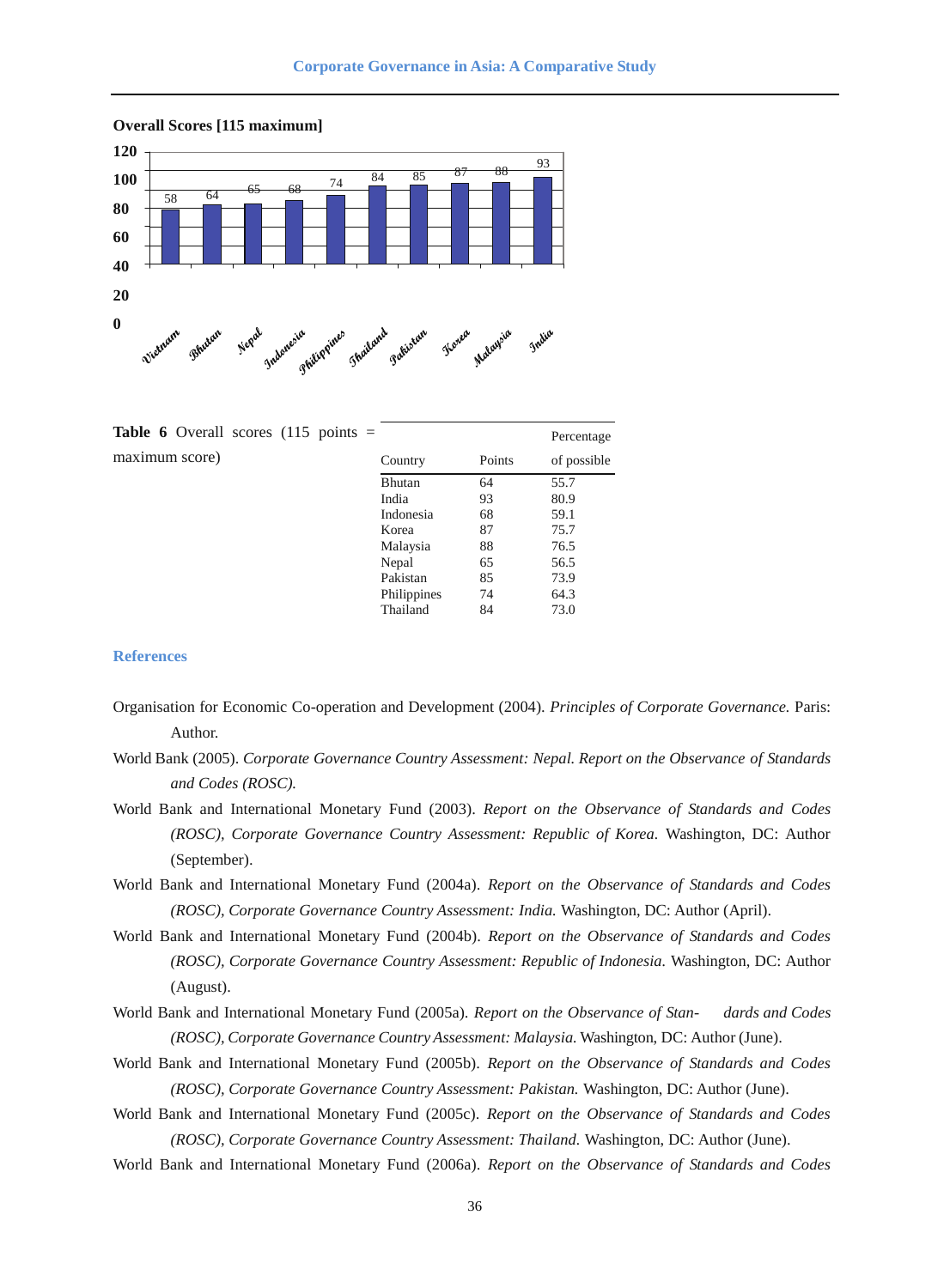**Overall Scores [115 maximum]**

**Table 6** Overall scores (115 points = maximum score)

| Country | Points | Percentage of possible |
|---|---|---|
| Bhutan | 64 | 55.7 |
| India | 93 | 80.9 |
| Indonesia | 68 | 59.1 |
| Korea | 87 | 75.7 |
| Malaysia | 88 | 76.5 |
| Nepal | 65 | 56.5 |
| Pakistan | 85 | 73.9 |
| Philippines | 74 | 64.3 |
| Thailand | 84 | 73.0 |

## References

Organisation for Economic Co-operation and Development (2004). *Principles of Corporate Governance.* Paris: Author.

World Bank (2005). *Corporate Governance Country Assessment: Nepal. Report on the Observance of Standards and Codes (ROSC).*

World Bank and International Monetary Fund (2003). *Report on the Observance of Standards and Codes (ROSC), Corporate Governance Country Assessment: Republic of Korea.* Washington, DC: Author (September).

World Bank and International Monetary Fund (2004a). *Report on the Observance of Standards and Codes (ROSC), Corporate Governance Country Assessment: India.* Washington, DC: Author (April).

World Bank and International Monetary Fund (2004b). *Report on the Observance of Standards and Codes (ROSC), Corporate Governance Country Assessment: Republic of Indonesia.* Washington, DC: Author (August).

World Bank and International Monetary Fund (2005a). *Report on the Observance of Stan- dards and Codes (ROSC), Corporate Governance Country Assessment: Malaysia.* Washington, DC: Author (June).

World Bank and International Monetary Fund (2005b). *Report on the Observance of Standards and Codes (ROSC), Corporate Governance Country Assessment: Pakistan.* Washington, DC: Author (June).

World Bank and International Monetary Fund (2005c). *Report on the Observance of Standards and Codes (ROSC), Corporate Governance Country Assessment: Thailand.* Washington, DC: Author (June).

World Bank and International Monetary Fund (2006a). *Report on the Observance of Standards and Codes*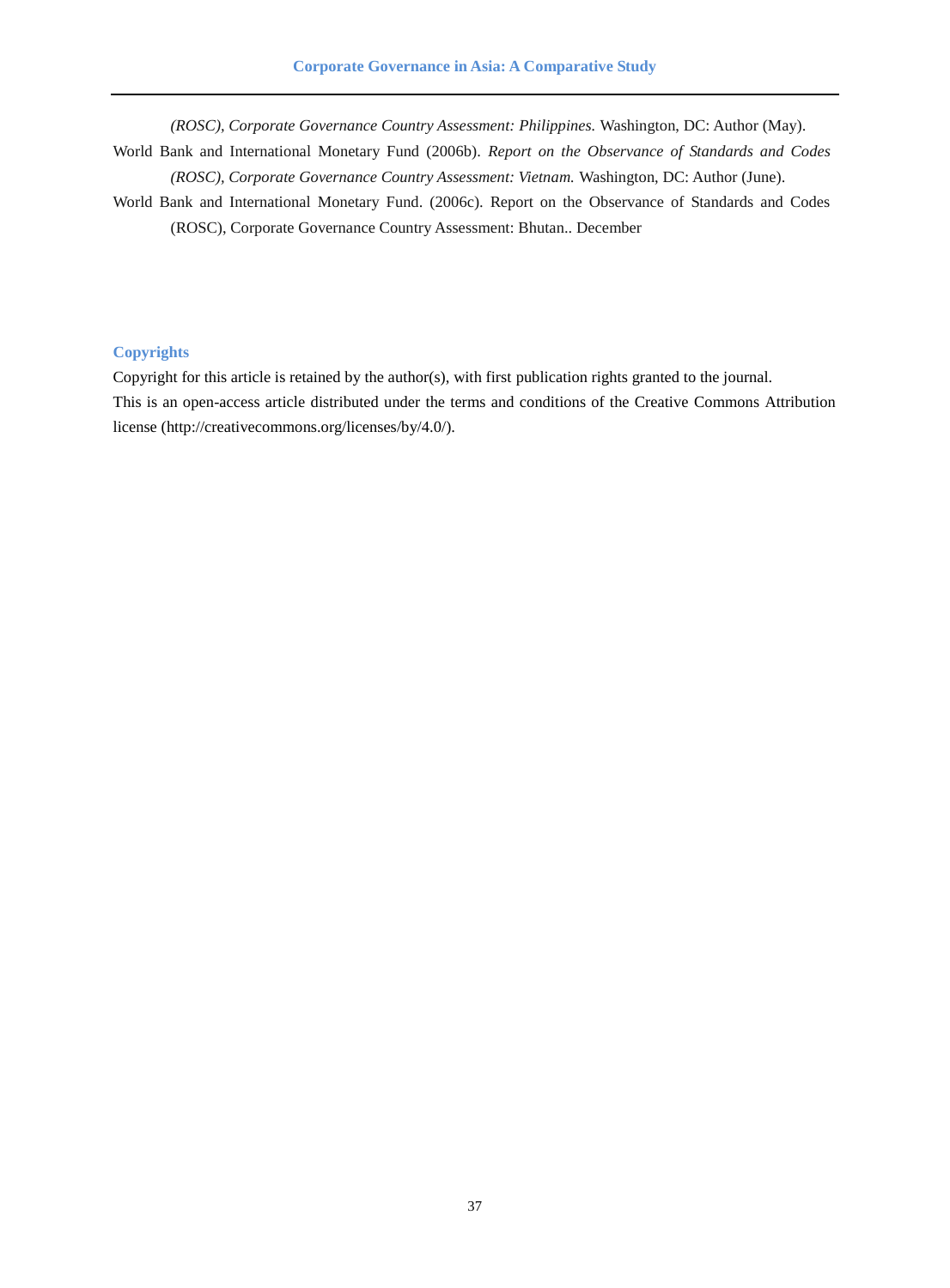*(ROSC), Corporate Governance Country Assessment: Philippines.* Washington, DC: Author (May).

World Bank and International Monetary Fund (2006b). *Report on the Observance of Standards and Codes (ROSC), Corporate Governance Country Assessment: Vietnam.* Washington, DC: Author (June).

World Bank and International Monetary Fund. (2006c). Report on the Observance of Standards and Codes (ROSC), Corporate Governance Country Assessment: Bhutan.. December

## Copyrights

Copyright for this article is retained by the author(s), with first publication rights granted to the journal.

This is an open-access article distributed under the terms and conditions of the Creative Commons Attribution license (http://creativecommons.org/licenses/by/4.0/).